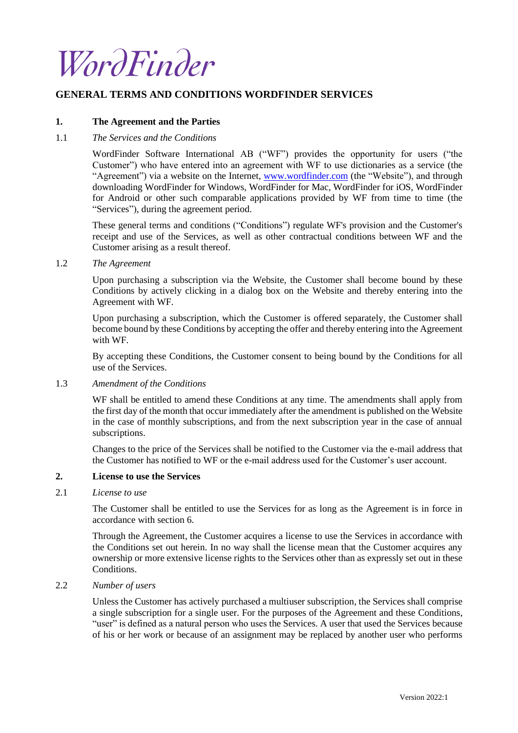WordFinder

# GENERAL TERMS AND CONDITIONS WORDFINDER SERVICES

## 1. The Agreement and the Parties

### 1.1 *The Services and the Conditions*

WordFinder Software International AB ("WF") provides the opportunity for users ("the Customer") who have entered into an agreement with WF to use dictionaries as a service (the "Agreement") via a website on the Internet, www.wordfinder.com (the "Website"), and through downloading WordFinder for Windows, WordFinder for Mac, WordFinder for iOS, WordFinder for Android or other such comparable applications provided by WF from time to time (the "Services"), during the agreement period.

These general terms and conditions ("Conditions") regulate WF's provision and the Customer's receipt and use of the Services, as well as other contractual conditions between WF and the Customer arising as a result thereof.

### 1.2 *The Agreement*

Upon purchasing a subscription via the Website, the Customer shall become bound by these Conditions by actively clicking in a dialog box on the Website and thereby entering into the Agreement with WF.

Upon purchasing a subscription, which the Customer is offered separately, the Customer shall become bound by these Conditions by accepting the offer and thereby entering into the Agreement with WF.

By accepting these Conditions, the Customer consent to being bound by the Conditions for all use of the Services.

### 1.3 *Amendment of the Conditions*

WF shall be entitled to amend these Conditions at any time. The amendments shall apply from the first day of the month that occur immediately after the amendment is published on the Website in the case of monthly subscriptions, and from the next subscription year in the case of annual subscriptions.

Changes to the price of the Services shall be notified to the Customer via the e-mail address that the Customer has notified to WF or the e-mail address used for the Customer's user account.

## 2. License to use the Services

### 2.1 *License to use*

The Customer shall be entitled to use the Services for as long as the Agreement is in force in accordance with section 6.

Through the Agreement, the Customer acquires a license to use the Services in accordance with the Conditions set out herein. In no way shall the license mean that the Customer acquires any ownership or more extensive license rights to the Services other than as expressly set out in these Conditions.

### 2.2 *Number of users*

Unless the Customer has actively purchased a multiuser subscription, the Services shall comprise a single subscription for a single user. For the purposes of the Agreement and these Conditions, "user" is defined as a natural person who uses the Services. A user that used the Services because of his or her work or because of an assignment may be replaced by another user who performs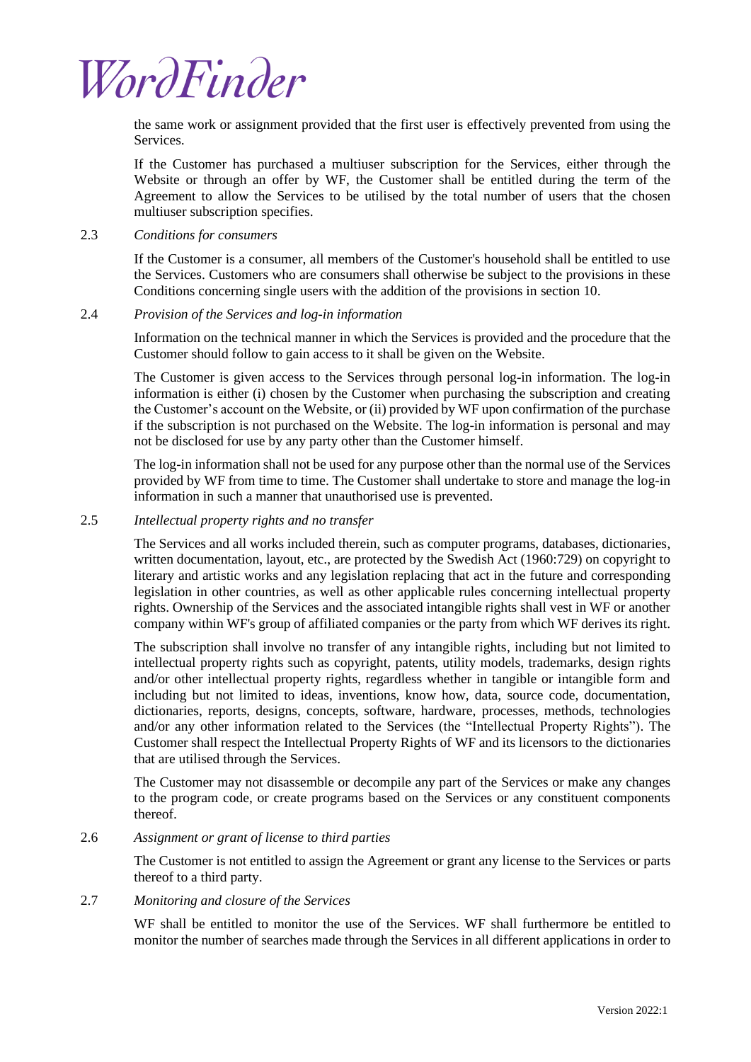the same work or assignment provided that the first user is effectively prevented from using the Services.

If the Customer has purchased a multiuser subscription for the Services, either through the Website or through an offer by WF, the Customer shall be entitled during the term of the Agreement to allow the Services to be utilised by the total number of users that the chosen multiuser subscription specifies.

2.3 *Conditions for consumers*

If the Customer is a consumer, all members of the Customer's household shall be entitled to use the Services. Customers who are consumers shall otherwise be subject to the provisions in these Conditions concerning single users with the addition of the provisions in section 10.

2.4 *Provision of the Services and log-in information*

Information on the technical manner in which the Services is provided and the procedure that the Customer should follow to gain access to it shall be given on the Website.

The Customer is given access to the Services through personal log-in information. The log-in information is either (i) chosen by the Customer when purchasing the subscription and creating the Customer's account on the Website, or (ii) provided by WF upon confirmation of the purchase if the subscription is not purchased on the Website. The log-in information is personal and may not be disclosed for use by any party other than the Customer himself.

The log-in information shall not be used for any purpose other than the normal use of the Services provided by WF from time to time. The Customer shall undertake to store and manage the log-in information in such a manner that unauthorised use is prevented.

2.5 *Intellectual property rights and no transfer*

The Services and all works included therein, such as computer programs, databases, dictionaries, written documentation, layout, etc., are protected by the Swedish Act (1960:729) on copyright to literary and artistic works and any legislation replacing that act in the future and corresponding legislation in other countries, as well as other applicable rules concerning intellectual property rights. Ownership of the Services and the associated intangible rights shall vest in WF or another company within WF's group of affiliated companies or the party from which WF derives its right.

The subscription shall involve no transfer of any intangible rights, including but not limited to intellectual property rights such as copyright, patents, utility models, trademarks, design rights and/or other intellectual property rights, regardless whether in tangible or intangible form and including but not limited to ideas, inventions, know how, data, source code, documentation, dictionaries, reports, designs, concepts, software, hardware, processes, methods, technologies and/or any other information related to the Services (the "Intellectual Property Rights"). The Customer shall respect the Intellectual Property Rights of WF and its licensors to the dictionaries that are utilised through the Services.

The Customer may not disassemble or decompile any part of the Services or make any changes to the program code, or create programs based on the Services or any constituent components thereof.

2.6 *Assignment or grant of license to third parties*

The Customer is not entitled to assign the Agreement or grant any license to the Services or parts thereof to a third party.

2.7 *Monitoring and closure of the Services*

WF shall be entitled to monitor the use of the Services. WF shall furthermore be entitled to monitor the number of searches made through the Services in all different applications in order to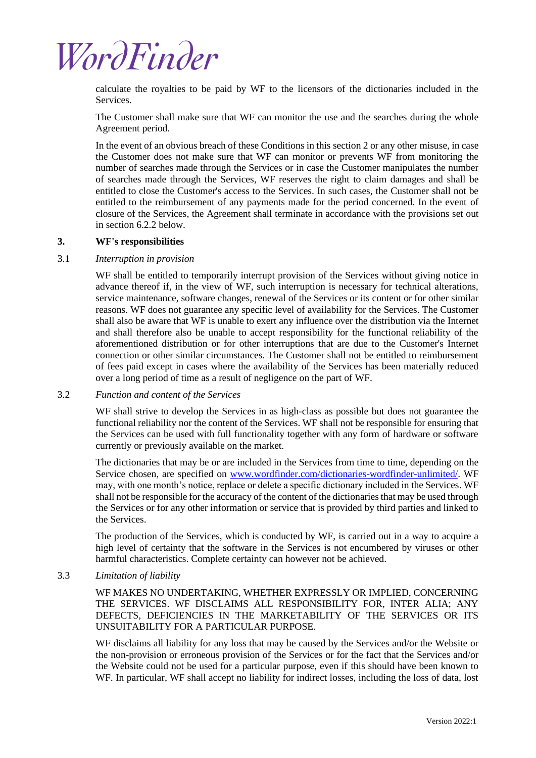calculate the royalties to be paid by WF to the licensors of the dictionaries included in the Services.

The Customer shall make sure that WF can monitor the use and the searches during the whole Agreement period.

In the event of an obvious breach of these Conditions in this section 2 or any other misuse, in case the Customer does not make sure that WF can monitor or prevents WF from monitoring the number of searches made through the Services or in case the Customer manipulates the number of searches made through the Services, WF reserves the right to claim damages and shall be entitled to close the Customer's access to the Services. In such cases, the Customer shall not be entitled to the reimbursement of any payments made for the period concerned. In the event of closure of the Services, the Agreement shall terminate in accordance with the provisions set out in section 6.2.2 below.

## 3. WF's responsibilities

### 3.1 *Interruption in provision*

WF shall be entitled to temporarily interrupt provision of the Services without giving notice in advance thereof if, in the view of WF, such interruption is necessary for technical alterations, service maintenance, software changes, renewal of the Services or its content or for other similar reasons. WF does not guarantee any specific level of availability for the Services. The Customer shall also be aware that WF is unable to exert any influence over the distribution via the Internet and shall therefore also be unable to accept responsibility for the functional reliability of the aforementioned distribution or for other interruptions that are due to the Customer's Internet connection or other similar circumstances. The Customer shall not be entitled to reimbursement of fees paid except in cases where the availability of the Services has been materially reduced over a long period of time as a result of negligence on the part of WF.

### 3.2 *Function and content of the Services*

WF shall strive to develop the Services in as high-class as possible but does not guarantee the functional reliability nor the content of the Services. WF shall not be responsible for ensuring that the Services can be used with full functionality together with any form of hardware or software currently or previously available on the market.

The dictionaries that may be or are included in the Services from time to time, depending on the Service chosen, are specified on [www.wordfinder.com/dictionaries-wordfinder-unlimited/](www.wordfinder.com/dictionaries-wordfinder-unlimited/). WF may, with one month's notice, replace or delete a specific dictionary included in the Services. WF shall not be responsible for the accuracy of the content of the dictionaries that may be used through the Services or for any other information or service that is provided by third parties and linked to the Services.

The production of the Services, which is conducted by WF, is carried out in a way to acquire a high level of certainty that the software in the Services is not encumbered by viruses or other harmful characteristics. Complete certainty can however not be achieved.

### 3.3 *Limitation of liability*

WF MAKES NO UNDERTAKING, WHETHER EXPRESSLY OR IMPLIED, CONCERNING THE SERVICES. WF DISCLAIMS ALL RESPONSIBILITY FOR, INTER ALIA; ANY DEFECTS, DEFICIENCIES IN THE MARKETABILITY OF THE SERVICES OR ITS UNSUITABILITY FOR A PARTICULAR PURPOSE.

WF disclaims all liability for any loss that may be caused by the Services and/or the Website or the non-provision or erroneous provision of the Services or for the fact that the Services and/or the Website could not be used for a particular purpose, even if this should have been known to WF. In particular, WF shall accept no liability for indirect losses, including the loss of data, lost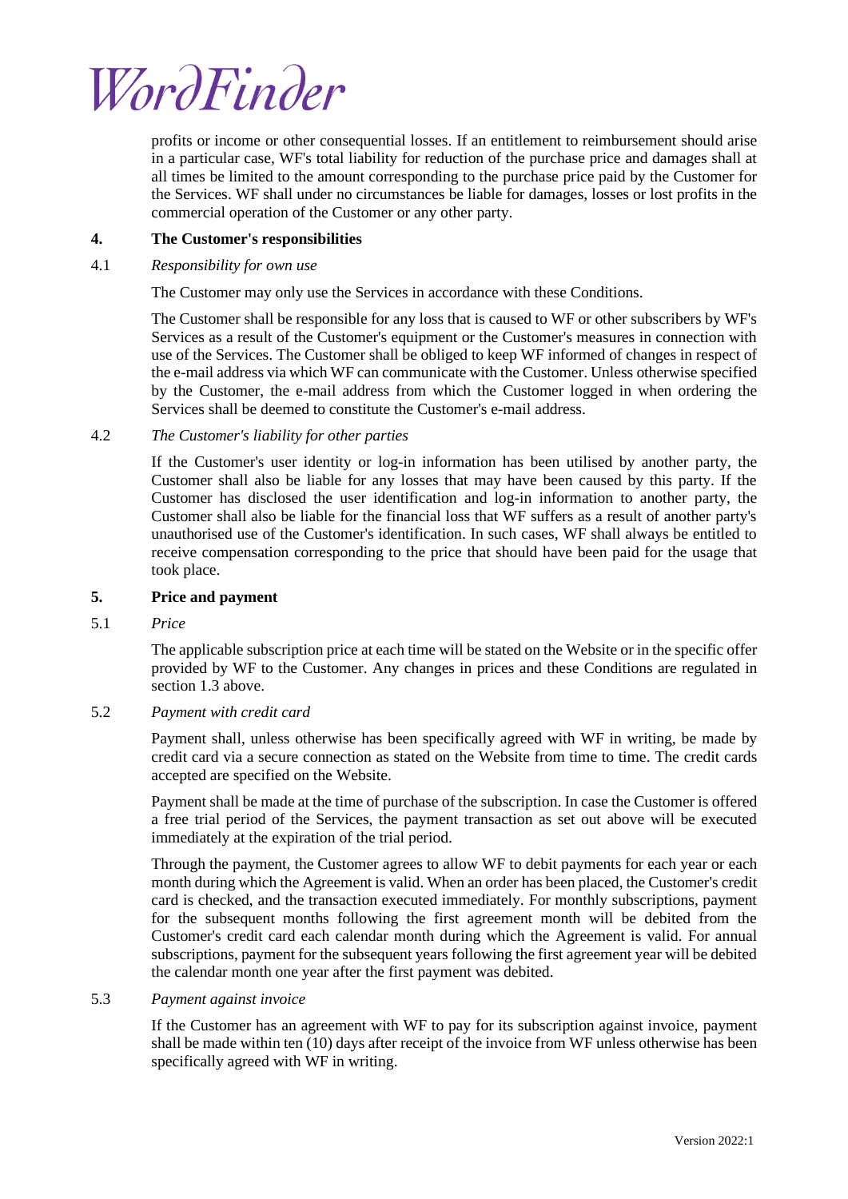profits or income or other consequential losses. If an entitlement to reimbursement should arise in a particular case, WF's total liability for reduction of the purchase price and damages shall at all times be limited to the amount corresponding to the purchase price paid by the Customer for the Services. WF shall under no circumstances be liable for damages, losses or lost profits in the commercial operation of the Customer or any other party.

## 4. The Customer's responsibilities

4.1 *Responsibility for own use*

The Customer may only use the Services in accordance with these Conditions.

The Customer shall be responsible for any loss that is caused to WF or other subscribers by WF's Services as a result of the Customer's equipment or the Customer's measures in connection with use of the Services. The Customer shall be obliged to keep WF informed of changes in respect of the e-mail address via which WF can communicate with the Customer. Unless otherwise specified by the Customer, the e-mail address from which the Customer logged in when ordering the Services shall be deemed to constitute the Customer's e-mail address.

4.2 *The Customer's liability for other parties*

If the Customer's user identity or log-in information has been utilised by another party, the Customer shall also be liable for any losses that may have been caused by this party. If the Customer has disclosed the user identification and log-in information to another party, the Customer shall also be liable for the financial loss that WF suffers as a result of another party's unauthorised use of the Customer's identification. In such cases, WF shall always be entitled to receive compensation corresponding to the price that should have been paid for the usage that took place.

## 5. Price and payment

5.1 *Price*

The applicable subscription price at each time will be stated on the Website or in the specific offer provided by WF to the Customer. Any changes in prices and these Conditions are regulated in section 1.3 above.

5.2 *Payment with credit card*

Payment shall, unless otherwise has been specifically agreed with WF in writing, be made by credit card via a secure connection as stated on the Website from time to time. The credit cards accepted are specified on the Website.

Payment shall be made at the time of purchase of the subscription. In case the Customer is offered a free trial period of the Services, the payment transaction as set out above will be executed immediately at the expiration of the trial period.

Through the payment, the Customer agrees to allow WF to debit payments for each year or each month during which the Agreement is valid. When an order has been placed, the Customer's credit card is checked, and the transaction executed immediately. For monthly subscriptions, payment for the subsequent months following the first agreement month will be debited from the Customer's credit card each calendar month during which the Agreement is valid. For annual subscriptions, payment for the subsequent years following the first agreement year will be debited the calendar month one year after the first payment was debited.

5.3 *Payment against invoice*

If the Customer has an agreement with WF to pay for its subscription against invoice, payment shall be made within ten (10) days after receipt of the invoice from WF unless otherwise has been specifically agreed with WF in writing.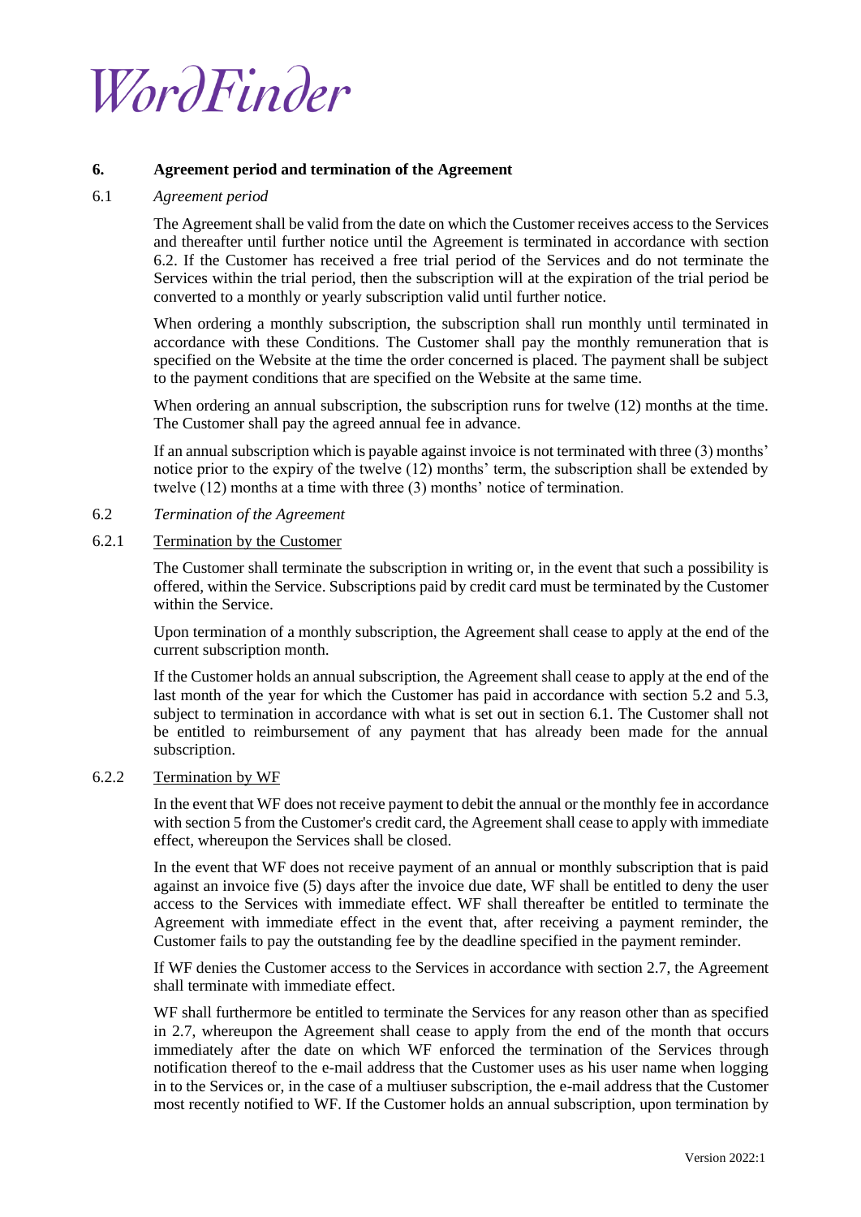## 6. Agreement period and termination of the Agreement

### 6.1 *Agreement period*

The Agreement shall be valid from the date on which the Customer receives access to the Services and thereafter until further notice until the Agreement is terminated in accordance with section 6.2. If the Customer has received a free trial period of the Services and do not terminate the Services within the trial period, then the subscription will at the expiration of the trial period be converted to a monthly or yearly subscription valid until further notice.

When ordering a monthly subscription, the subscription shall run monthly until terminated in accordance with these Conditions. The Customer shall pay the monthly remuneration that is specified on the Website at the time the order concerned is placed. The payment shall be subject to the payment conditions that are specified on the Website at the same time.

When ordering an annual subscription, the subscription runs for twelve (12) months at the time. The Customer shall pay the agreed annual fee in advance.

If an annual subscription which is payable against invoice is not terminated with three (3) months' notice prior to the expiry of the twelve (12) months' term, the subscription shall be extended by twelve (12) months at a time with three (3) months' notice of termination.

### 6.2 *Termination of the Agreement*

#### 6.2.1 Termination by the Customer

The Customer shall terminate the subscription in writing or, in the event that such a possibility is offered, within the Service. Subscriptions paid by credit card must be terminated by the Customer within the Service.

Upon termination of a monthly subscription, the Agreement shall cease to apply at the end of the current subscription month.

If the Customer holds an annual subscription, the Agreement shall cease to apply at the end of the last month of the year for which the Customer has paid in accordance with section 5.2 and 5.3, subject to termination in accordance with what is set out in section 6.1. The Customer shall not be entitled to reimbursement of any payment that has already been made for the annual subscription.

#### 6.2.2 Termination by WF

In the event that WF does not receive payment to debit the annual or the monthly fee in accordance with section 5 from the Customer's credit card, the Agreement shall cease to apply with immediate effect, whereupon the Services shall be closed.

In the event that WF does not receive payment of an annual or monthly subscription that is paid against an invoice five (5) days after the invoice due date, WF shall be entitled to deny the user access to the Services with immediate effect. WF shall thereafter be entitled to terminate the Agreement with immediate effect in the event that, after receiving a payment reminder, the Customer fails to pay the outstanding fee by the deadline specified in the payment reminder.

If WF denies the Customer access to the Services in accordance with section 2.7, the Agreement shall terminate with immediate effect.

WF shall furthermore be entitled to terminate the Services for any reason other than as specified in 2.7, whereupon the Agreement shall cease to apply from the end of the month that occurs immediately after the date on which WF enforced the termination of the Services through notification thereof to the e-mail address that the Customer uses as his user name when logging in to the Services or, in the case of a multiuser subscription, the e-mail address that the Customer most recently notified to WF. If the Customer holds an annual subscription, upon termination by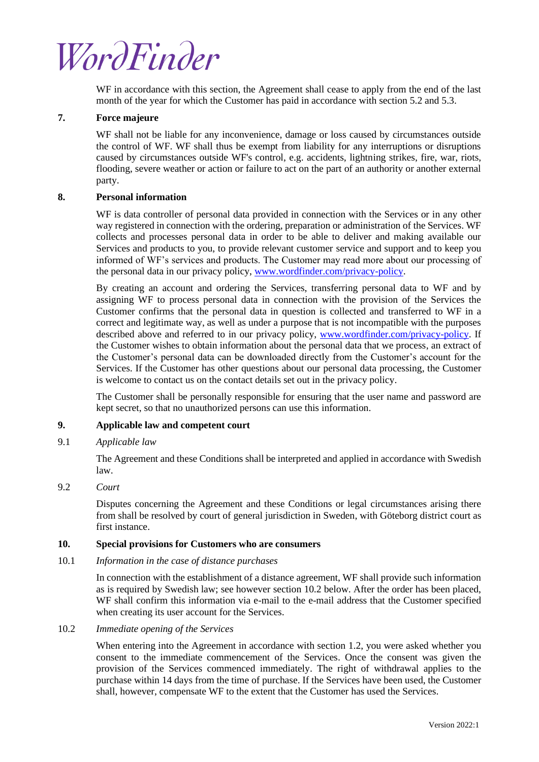WF in accordance with this section, the Agreement shall cease to apply from the end of the last month of the year for which the Customer has paid in accordance with section 5.2 and 5.3.

## 7. Force majeure

WF shall not be liable for any inconvenience, damage or loss caused by circumstances outside the control of WF. WF shall thus be exempt from liability for any interruptions or disruptions caused by circumstances outside WF's control, e.g. accidents, lightning strikes, fire, war, riots, flooding, severe weather or action or failure to act on the part of an authority or another external party.

## 8. Personal information

WF is data controller of personal data provided in connection with the Services or in any other way registered in connection with the ordering, preparation or administration of the Services. WF collects and processes personal data in order to be able to deliver and making available our Services and products to you, to provide relevant customer service and support and to keep you informed of WF's services and products. The Customer may read more about our processing of the personal data in our privacy policy, [www.wordfinder.com/privacy-policy](www.wordfinder.com/privacy-policy).

By creating an account and ordering the Services, transferring personal data to WF and by assigning WF to process personal data in connection with the provision of the Services the Customer confirms that the personal data in question is collected and transferred to WF in a correct and legitimate way, as well as under a purpose that is not incompatible with the purposes described above and referred to in our privacy policy, [www.wordfinder.com/privacy-policy](www.wordfinder.com/privacy-policy). If the Customer wishes to obtain information about the personal data that we process, an extract of the Customer's personal data can be downloaded directly from the Customer's account for the Services. If the Customer has other questions about our personal data processing, the Customer is welcome to contact us on the contact details set out in the privacy policy.

The Customer shall be personally responsible for ensuring that the user name and password are kept secret, so that no unauthorized persons can use this information.

## 9. Applicable law and competent court

9.1 *Applicable law*

The Agreement and these Conditions shall be interpreted and applied in accordance with Swedish law.

9.2 *Court*

Disputes concerning the Agreement and these Conditions or legal circumstances arising there from shall be resolved by court of general jurisdiction in Sweden, with Göteborg district court as first instance.

## 10. Special provisions for Customers who are consumers

10.1 *Information in the case of distance purchases*

In connection with the establishment of a distance agreement, WF shall provide such information as is required by Swedish law; see however section 10.2 below. After the order has been placed, WF shall confirm this information via e-mail to the e-mail address that the Customer specified when creating its user account for the Services.

10.2 *Immediate opening of the Services*

When entering into the Agreement in accordance with section 1.2, you were asked whether you consent to the immediate commencement of the Services. Once the consent was given the provision of the Services commenced immediately. The right of withdrawal applies to the purchase within 14 days from the time of purchase. If the Services have been used, the Customer shall, however, compensate WF to the extent that the Customer has used the Services.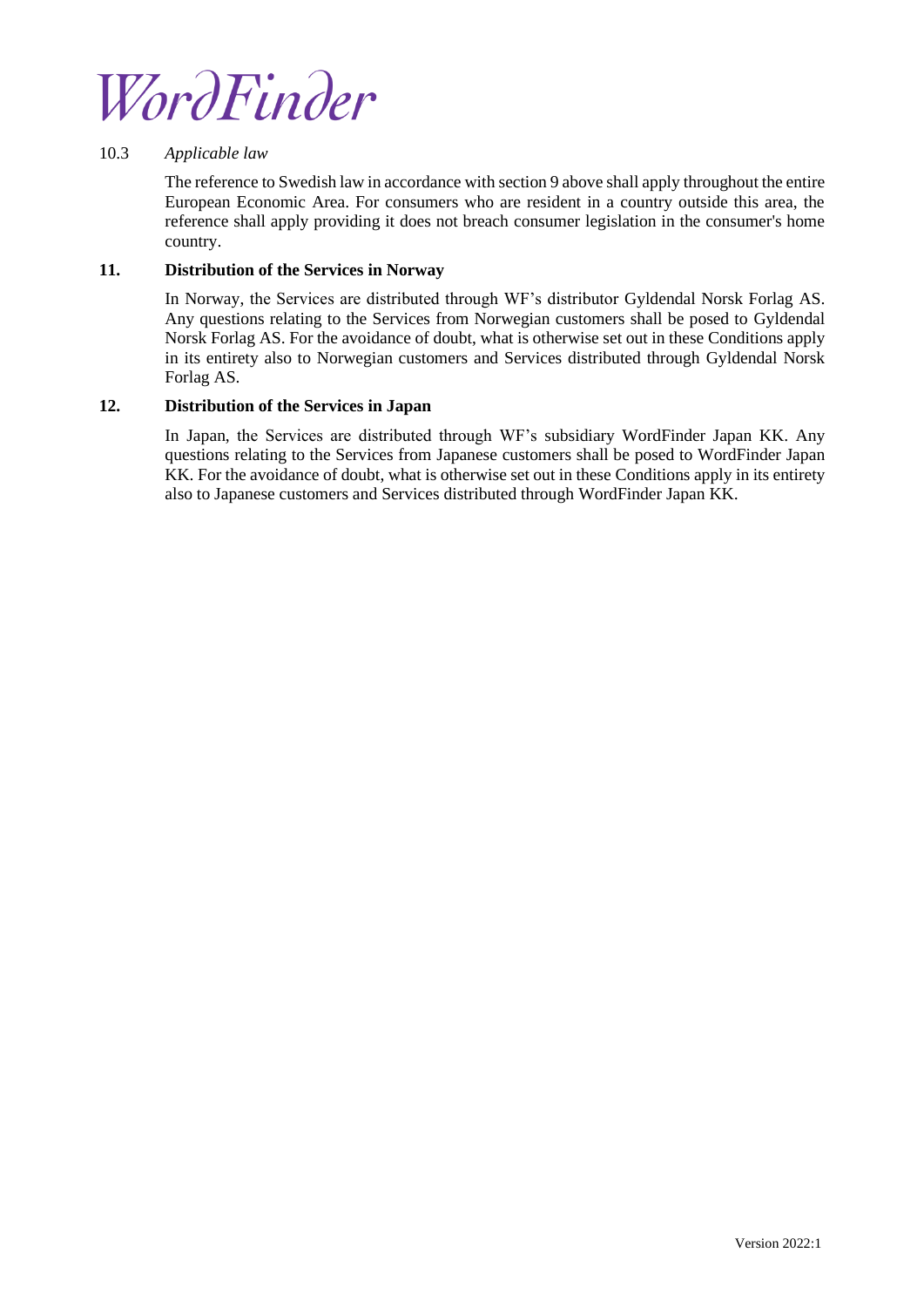#### 10.3 *Applicable law*

The reference to Swedish law in accordance with section 9 above shall apply throughout the entire European Economic Area. For consumers who are resident in a country outside this area, the reference shall apply providing it does not breach consumer legislation in the consumer's home country.

### 11. Distribution of the Services in Norway

In Norway, the Services are distributed through WF's distributor Gyldendal Norsk Forlag AS. Any questions relating to the Services from Norwegian customers shall be posed to Gyldendal Norsk Forlag AS. For the avoidance of doubt, what is otherwise set out in these Conditions apply in its entirety also to Norwegian customers and Services distributed through Gyldendal Norsk Forlag AS.

### 12. Distribution of the Services in Japan

In Japan, the Services are distributed through WF's subsidiary WordFinder Japan KK. Any questions relating to the Services from Japanese customers shall be posed to WordFinder Japan KK. For the avoidance of doubt, what is otherwise set out in these Conditions apply in its entirety also to Japanese customers and Services distributed through WordFinder Japan KK.